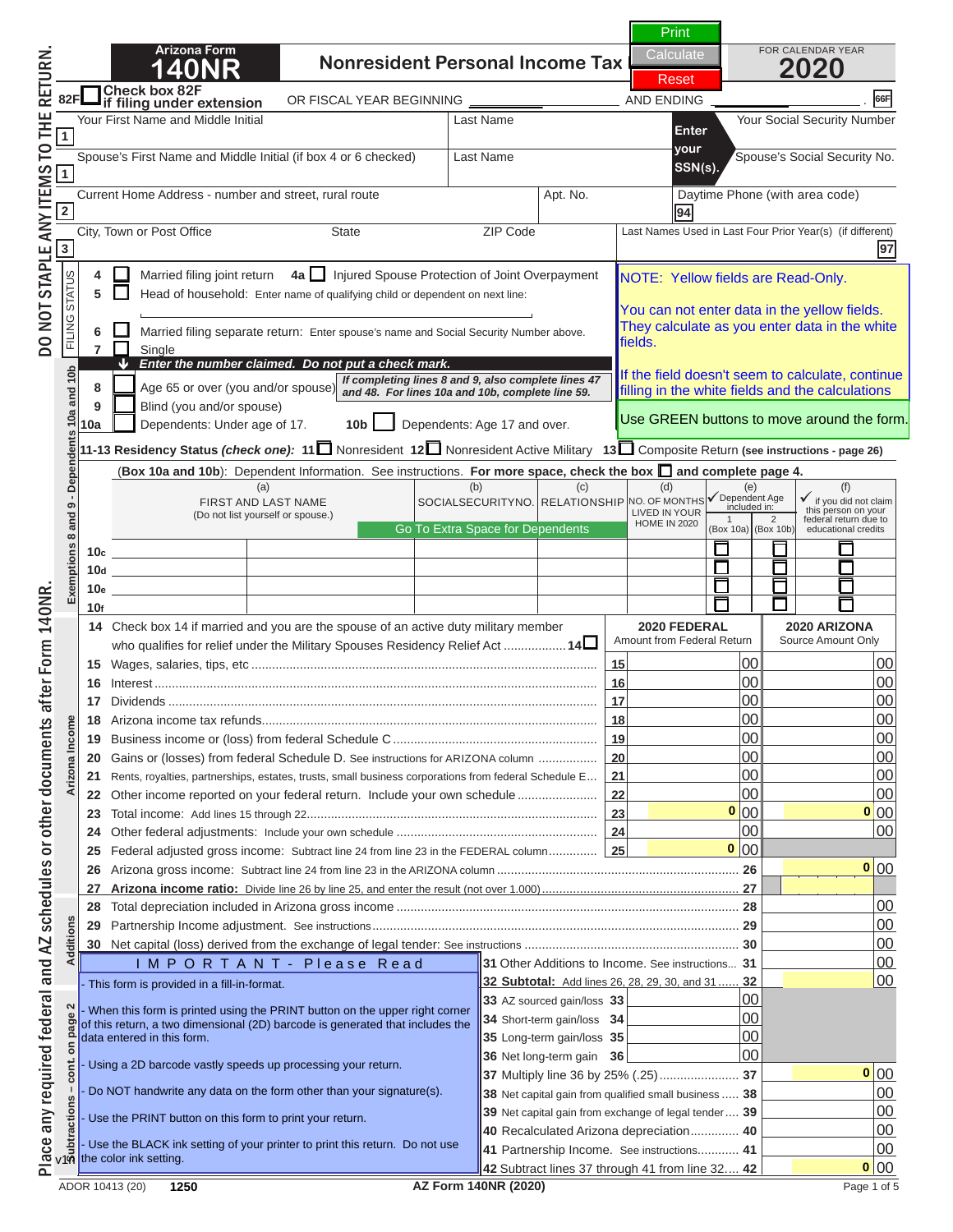# Arizona Form 140NR

## Nonresident Personal Income Tax

FOR CALENDAR YEAR **2020**

Print | Calculate | Reset

82F ☐ Check box 82F if filing under extension — OR FISCAL YEAR BEGINNING ________ AND ENDING ________ . 66F

DO NOT STAPLE ANY ITEMS TO THE RETURN.

| | | | |
|---|---|---|---|
| 1 | Your First Name and Middle Initial | Last Name | Enter your SSN(s). Your Social Security Number |
| 1 | Spouse's First Name and Middle Initial (if box 4 or 6 checked) | Last Name | Spouse's Social Security No. |
| 2 | Current Home Address - number and street, rural route | Apt. No. | Daytime Phone (with area code) 94 |
| 3 | City, Town or Post Office | State / ZIP Code | Last Names Used in Last Four Prior Year(s) (if different) 97 |

**FILING STATUS**

4 ☐ Married filing joint return  4a ☐ Injured Spouse Protection of Joint Overpayment

5 ☐ Head of household: Enter name of qualifying child or dependent on next line:

6 ☐ Married filing separate return: Enter spouse's name and Social Security Number above.

7 ☐ Single

NOTE: Yellow fields are Read-Only.

You can not enter data in the yellow fields. They calculate as you enter data in the white fields.

If the field doesn't seem to calculate, continue filling in the white fields and the calculations

Use GREEN buttons to move around the form.

**Exemptions 8 and 9 - Dependents 10a and 10b**

*Enter the number claimed. Do not put a check mark.*

8 ☐ Age 65 or over (you and/or spouse) — *If completing lines 8 and 9, also complete lines 47 and 48. For lines 10a and 10b, complete line 59.*

9 ☐ Blind (you and/or spouse)

10a ☐ Dependents: Under age of 17.  10b ☐ Dependents: Age 17 and over.

**11-13 Residency Status *(check one):*** 11 ☐ Nonresident  12 ☐ Nonresident Active Military  13 ☐ Composite Return (see instructions - page 26)

(Box 10a and 10b): Dependent Information. See instructions. For more space, check the box ☐ and complete page 4.

Go To Extra Space for Dependents

| | (a) FIRST AND LAST NAME (Do not list yourself or spouse.) | (b) SOCIAL SECURITY NO. | (c) RELATIONSHIP | (d) NO. OF MONTHS LIVED IN YOUR HOME IN 2020 | (e) ✓ Dependent Age included in: 1 (Box 10a) | 2 (Box 10b) | (f) ✓ if you did not claim this person on your federal return due to educational credits |
|---|---|---|---|---|---|---|---|
| 10c | | | | | ☐ | ☐ | ☐ |
| 10d | | | | | ☐ | ☐ | ☐ |
| 10e | | | | | ☐ | ☐ | ☐ |
| 10f | | | | | ☐ | ☐ | ☐ |

**Arizona Income**

14 Check box 14 if married and you are the spouse of an active duty military member who qualifies for relief under the Military Spouses Residency Relief Act ................. 14 ☐

| | | | 2020 FEDERAL Amount from Federal Return | 2020 ARIZONA Source Amount Only |
|---|---|---|---|---|
| 15 | Wages, salaries, tips, etc | 15 | 00 | 00 |
| 16 | Interest | 16 | 00 | 00 |
| 17 | Dividends | 17 | 00 | 00 |
| 18 | Arizona income tax refunds | 18 | 00 | 00 |
| 19 | Business income or (loss) from federal Schedule C | 19 | 00 | 00 |
| 20 | Gains or (losses) from federal Schedule D. See instructions for ARIZONA column | 20 | 00 | 00 |
| 21 | Rents, royalties, partnerships, estates, trusts, small business corporations from federal Schedule E | 21 | 00 | 00 |
| 22 | Other income reported on your federal return. Include your own schedule | 22 | 00 | 00 |
| 23 | Total income: Add lines 15 through 22 | 23 | 0 00 | 0 00 |
| 24 | Other federal adjustments: Include your own schedule | 24 | 00 | 00 |
| 25 | Federal adjusted gross income: Subtract line 24 from line 23 in the FEDERAL column | 25 | 0 00 | |
| 26 | Arizona gross income: Subtract line 24 from line 23 in the ARIZONA column | 26 | | 0 00 |
| 27 | **Arizona income ratio:** Divide line 26 by line 25, and enter the result (not over 1.000) | 27 | | |

**Additions**

| | | | |
|---|---|---|---|
| 28 | Total depreciation included in Arizona gross income | 28 | 00 |
| 29 | Partnership Income adjustment. See instructions | 29 | 00 |
| 30 | Net capital (loss) derived from the exchange of legal tender: See instructions | 30 | 00 |
| 31 | Other Additions to Income. See instructions | 31 | 00 |
| 32 | **Subtotal:** Add lines 26, 28, 29, 30, and 31 | 32 | 00 |

**Subtractions – cont. on page 2**

| | | | | |
|---|---|---|---|---|
| 33 | AZ sourced gain/loss | 33 | 00 | |
| 34 | Short-term gain/loss | 34 | 00 | |
| 35 | Long-term gain/loss | 35 | 00 | |
| 36 | Net long-term gain | 36 | 00 | |
| 37 | Multiply line 36 by 25% (.25) | 37 | | 0 00 |
| 38 | Net capital gain from qualified small business | 38 | | 00 |
| 39 | Net capital gain from exchange of legal tender | 39 | | 00 |
| 40 | Recalculated Arizona depreciation | 40 | | 00 |
| 41 | Partnership Income. See instructions | 41 | | 00 |
| 42 | Subtract lines 37 through 41 from line 32 | 42 | | 0 00 |

**I M P O R T A N T - Please Read**

- This form is provided in a fill-in-format.
- When this form is printed using the PRINT button on the upper right corner of this return, a two dimensional (2D) barcode is generated that includes the data entered in this form.
- Using a 2D barcode vastly speeds up processing your return.
- Do NOT handwrite any data on the form other than your signature(s).
- Use the PRINT button on this form to print your return.
- Use the BLACK ink setting of your printer to print this return. Do not use the color ink setting.

Place any required federal and AZ schedules or other documents after Form 140NR.

ADOR 10413 (20)  1250  AZ Form 140NR (2020)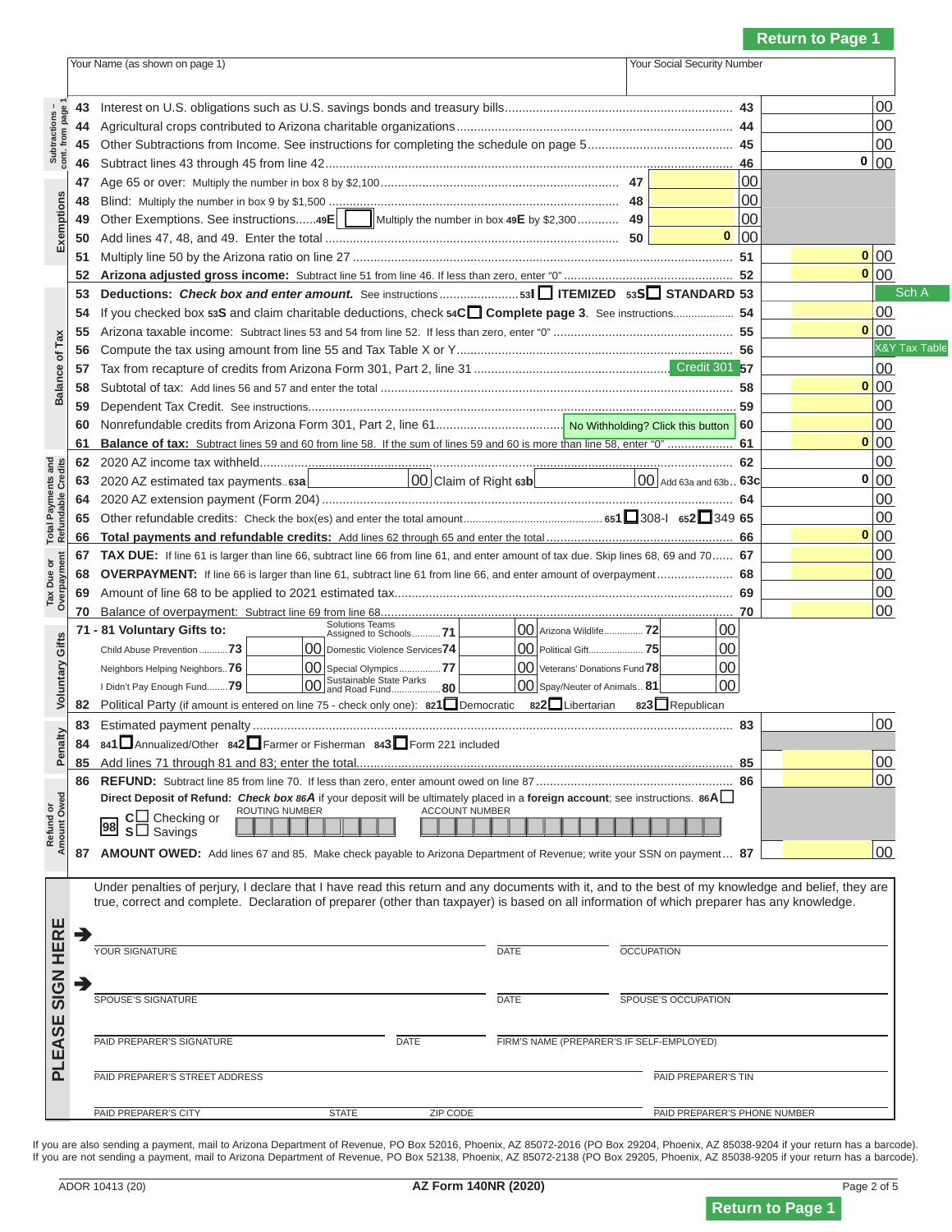Return to Page 1

| Your Name (as shown on page 1) | Your Social Security Number |
|---|---|
| | |

**Subtractions – cont. from page 1**

| Line | Description | Line | Amount |
|---|---|---|---|
| 43 | Interest on U.S. obligations such as U.S. savings bonds and treasury bills | 43 | 00 |
| 44 | Agricultural crops contributed to Arizona charitable organizations | 44 | 00 |
| 45 | Other Subtractions from Income. See instructions for completing the schedule on page 5 | 45 | 00 |
| 46 | Subtract lines 43 through 45 from line 42 | 46 | 0 00 |

**Exemptions**

| Line | Description | Line | Amount | Line | Amount |
|---|---|---|---|---|---|
| 47 | Age 65 or over: Multiply the number in box 8 by $2,100 | 47 | 00 | | |
| 48 | Blind: Multiply the number in box 9 by $1,500 | 48 | 00 | | |
| 49 | Other Exemptions. See instructions......49E [ ] Multiply the number in box 49E by $2,300 | 49 | 00 | | |
| 50 | Add lines 47, 48, and 49. Enter the total | 50 | 0 00 | | |
| 51 | Multiply line 50 by the Arizona ratio on line 27 | | | 51 | 0 00 |
| 52 | **Arizona adjusted gross income:** Subtract line 51 from line 46. If less than zero, enter "0" | | | 52 | 0 00 |

**Balance of Tax**

| Line | Description | Line | Amount |
|---|---|---|---|
| 53 | **Deductions:** ***Check box and enter amount.*** See instructions.....53I ☐ ITEMIZED 53S ☐ STANDARD | 53 | Sch A |
| 54 | If you checked box 53S and claim charitable deductions, check 54C ☐ **Complete page 3**. See instructions | 54 | 00 |
| 55 | Arizona taxable income: Subtract lines 53 and 54 from line 52. If less than zero, enter "0" | 55 | 0 00 |
| 56 | Compute the tax using amount from line 55 and Tax Table X or Y | 56 | X&Y Tax Table |
| 57 | Tax from recapture of credits from Arizona Form 301, Part 2, line 31 (Credit 301) | 57 | 00 |
| 58 | Subtotal of tax: Add lines 56 and 57 and enter the total | 58 | 0 00 |
| 59 | Dependent Tax Credit. See instructions | 59 | 00 |
| 60 | Nonrefundable credits from Arizona Form 301, Part 2, line 61 (No Withholding? Click this button) | 60 | 00 |
| 61 | **Balance of tax:** Subtract lines 59 and 60 from line 58. If the sum of lines 59 and 60 is more than line 58, enter "0" | 61 | 0 00 |

**Total Payments and Refundable Credits**

| Line | Description | Line | Amount |
|---|---|---|---|
| 62 | 2020 AZ income tax withheld | 62 | 00 |
| 63 | 2020 AZ estimated tax payments..63a [ 00 ] Claim of Right 63b [ 00 ] Add 63a and 63b | 63c | 0 00 |
| 64 | 2020 AZ extension payment (Form 204) | 64 | 00 |
| 65 | Other refundable credits: Check the box(es) and enter the total amount.....651 ☐ 308-I 652 ☐ 349 | 65 | 00 |
| 66 | **Total payments and refundable credits:** Add lines 62 through 65 and enter the total | 66 | 0 00 |

**Tax Due or Overpayment**

| Line | Description | Line | Amount |
|---|---|---|---|
| 67 | **TAX DUE:** If line 61 is larger than line 66, subtract line 66 from line 61, and enter amount of tax due. Skip lines 68, 69 and 70 | 67 | 00 |
| 68 | **OVERPAYMENT:** If line 66 is larger than line 61, subtract line 61 from line 66, and enter amount of overpayment | 68 | 00 |
| 69 | Amount of line 68 to be applied to 2021 estimated tax | 69 | 00 |
| 70 | Balance of overpayment: Subtract line 69 from line 68 | 70 | 00 |

**Voluntary Gifts**

**71 - 81 Voluntary Gifts to:**

| Gift | Amount | Gift | Amount | Gift | Amount |
|---|---|---|---|---|---|
| | | Solutions Teams Assigned to Schools 71 | 00 | Arizona Wildlife 72 | 00 |
| Child Abuse Prevention 73 | 00 | Domestic Violence Services 74 | 00 | Political Gift 75 | 00 |
| Neighbors Helping Neighbors 76 | 00 | Special Olympics 77 | 00 | Veterans' Donations Fund 78 | 00 |
| I Didn't Pay Enough Fund 79 | 00 | Sustainable State Parks and Road Fund 80 | 00 | Spay/Neuter of Animals 81 | 00 |

82 Political Party (if amount is entered on line 75 - check only one): 821 ☐ Democratic 822 ☐ Libertarian 823 ☐ Republican

**Penalty**

| Line | Description | Line | Amount |
|---|---|---|---|
| 83 | Estimated payment penalty | 83 | 00 |
| 84 | 841 ☐ Annualized/Other 842 ☐ Farmer or Fisherman 843 ☐ Form 221 included | | |
| 85 | Add lines 71 through 81 and 83; enter the total | 85 | 00 |

**Refund or Amount Owed**

| Line | Description | Line | Amount |
|---|---|---|---|
| 86 | **REFUND:** Subtract line 85 from line 70. If less than zero, enter amount owed on line 87 | 86 | 00 |
| 87 | **AMOUNT OWED:** Add lines 67 and 85. Make check payable to Arizona Department of Revenue; write your SSN on payment | 87 | 00 |

**Direct Deposit of Refund:** ***Check box 86A*** if your deposit will be ultimately placed in a **foreign account**; see instructions. 86A ☐

98 C ☐ Checking or S ☐ Savings — ROUTING NUMBER — ACCOUNT NUMBER

## PLEASE SIGN HERE

Under penalties of perjury, I declare that I have read this return and any documents with it, and to the best of my knowledge and belief, they are true, correct and complete. Declaration of preparer (other than taxpayer) is based on all information of which preparer has any knowledge.

YOUR SIGNATURE — DATE — OCCUPATION

SPOUSE'S SIGNATURE — DATE — SPOUSE'S OCCUPATION

PAID PREPARER'S SIGNATURE — DATE — FIRM'S NAME (PREPARER'S IF SELF-EMPLOYED)

PAID PREPARER'S STREET ADDRESS — PAID PREPARER'S TIN

PAID PREPARER'S CITY — STATE — ZIP CODE — PAID PREPARER'S PHONE NUMBER

If you are also sending a payment, mail to Arizona Department of Revenue, PO Box 52016, Phoenix, AZ 85072-2016 (PO Box 29204, Phoenix, AZ 85038-9204 if your return has a barcode).
If you are not sending a payment, mail to Arizona Department of Revenue, PO Box 52138, Phoenix, AZ 85072-2138 (PO Box 29205, Phoenix, AZ 85038-9205 if your return has a barcode).

ADOR 10413 (20) — AZ Form 140NR (2020)

Return to Page 1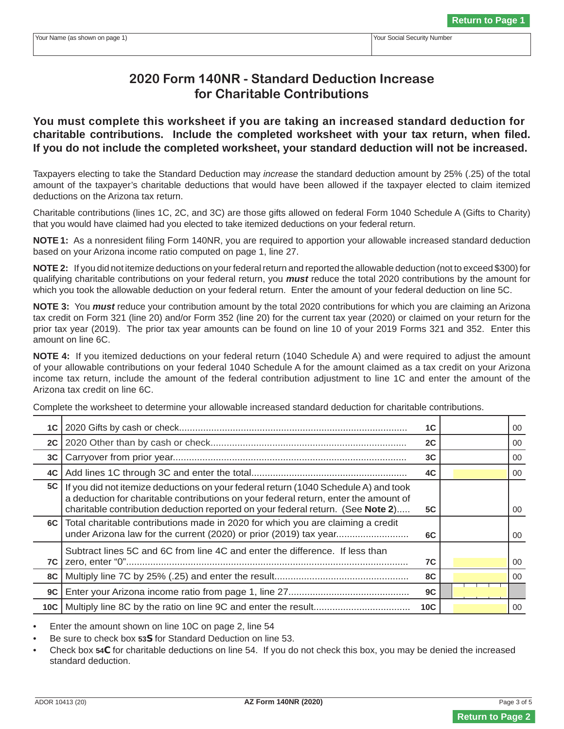| Your Name (as shown on page 1) | Your Social Security Number |
|---|---|
| | |

# 2020 Form 140NR - Standard Deduction Increase for Charitable Contributions

**You must complete this worksheet if you are taking an increased standard deduction for charitable contributions. Include the completed worksheet with your tax return, when filed. If you do not include the completed worksheet, your standard deduction will not be increased.**

Taxpayers electing to take the Standard Deduction may *increase* the standard deduction amount by 25% (.25) of the total amount of the taxpayer's charitable deductions that would have been allowed if the taxpayer elected to claim itemized deductions on the Arizona tax return.

Charitable contributions (lines 1C, 2C, and 3C) are those gifts allowed on federal Form 1040 Schedule A (Gifts to Charity) that you would have claimed had you elected to take itemized deductions on your federal return.

**NOTE 1:** As a nonresident filing Form 140NR, you are required to apportion your allowable increased standard deduction based on your Arizona income ratio computed on page 1, line 27.

**NOTE 2:** If you did not itemize deductions on your federal return and reported the allowable deduction (not to exceed $300) for qualifying charitable contributions on your federal return, you ***must*** reduce the total 2020 contributions by the amount for which you took the allowable deduction on your federal return. Enter the amount of your federal deduction on line 5C.

**NOTE 3:** You ***must*** reduce your contribution amount by the total 2020 contributions for which you are claiming an Arizona tax credit on Form 321 (line 20) and/or Form 352 (line 20) for the current tax year (2020) or claimed on your return for the prior tax year (2019). The prior tax year amounts can be found on line 10 of your 2019 Forms 321 and 352. Enter this amount on line 6C.

**NOTE 4:** If you itemized deductions on your federal return (1040 Schedule A) and were required to adjust the amount of your allowable contributions on your federal 1040 Schedule A for the amount claimed as a tax credit on your Arizona income tax return, include the amount of the federal contribution adjustment to line 1C and enter the amount of the Arizona tax credit on line 6C.

Complete the worksheet to determine your allowable increased standard deduction for charitable contributions.

| Line | Description | Line | Amount | |
|---|---|---|---|---|
| 1C | 2020 Gifts by cash or check | 1C | | 00 |
| 2C | 2020 Other than by cash or check | 2C | | 00 |
| 3C | Carryover from prior year | 3C | | 00 |
| 4C | Add lines 1C through 3C and enter the total | 4C | | 00 |
| 5C | If you did not itemize deductions on your federal return (1040 Schedule A) and took a deduction for charitable contributions on your federal return, enter the amount of charitable contribution deduction reported on your federal return. (See **Note 2**) | 5C | | 00 |
| 6C | Total charitable contributions made in 2020 for which you are claiming a credit under Arizona law for the current (2020) or prior (2019) tax year | 6C | | 00 |
| 7C | Subtract lines 5C and 6C from line 4C and enter the difference. If less than zero, enter "0" | 7C | | 00 |
| 8C | Multiply line 7C by 25% (.25) and enter the result | 8C | | 00 |
| 9C | Enter your Arizona income ratio from page 1, line 27 | 9C | | |
| 10C | Multiply line 8C by the ratio on line 9C and enter the result | 10C | | 00 |

- Enter the amount shown on line 10C on page 2, line 54
- Be sure to check box **53S** for Standard Deduction on line 53.
- Check box **54C** for charitable deductions on line 54. If you do not check this box, you may be denied the increased standard deduction.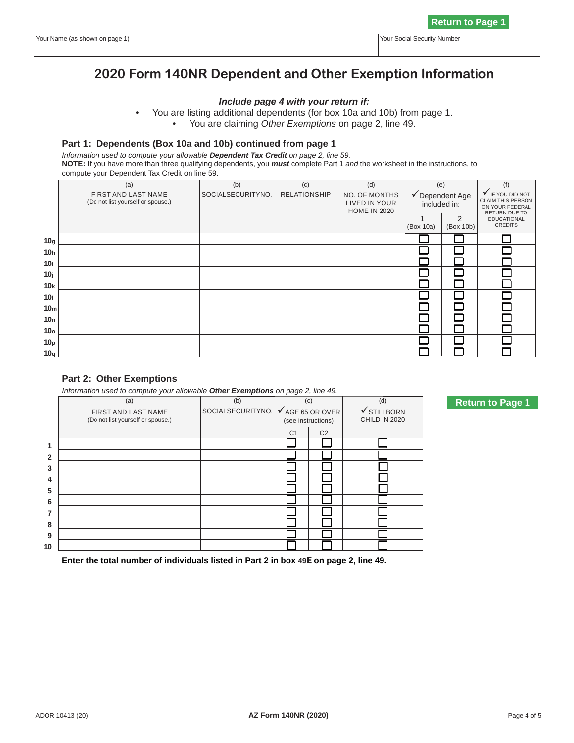Return to Page 1

| Your Name (as shown on page 1) | Your Social Security Number |
|---|---|
| | |

# 2020 Form 140NR Dependent and Other Exemption Information

***Include page 4 with your return if:***

- You are listing additional dependents (for box 10a and 10b) from page 1.
- You are claiming *Other Exemptions* on page 2, line 49.

## Part 1: Dependents (Box 10a and 10b) continued from page 1

*Information used to compute your allowable **Dependent Tax Credit** on page 2, line 59.*

**NOTE:** If you have more than three qualifying dependents, you ***must*** complete Part 1 *and* the worksheet in the instructions, to compute your Dependent Tax Credit on line 59.

| | (a) FIRST AND LAST NAME (Do not list yourself or spouse.) | | (b) SOCIALSECURITYNO. | (c) RELATIONSHIP | (d) NO. OF MONTHS LIVED IN YOUR HOME IN 2020 | (e) ✓Dependent Age included in: | | (f) ✓IF YOU DID NOT CLAIM THIS PERSON ON YOUR FEDERAL RETURN DUE TO EDUCATIONAL CREDITS |
|---|---|---|---|---|---|---|---|---|
| | | | | | | 1 (Box 10a) | 2 (Box 10b) | |
| 10g | | | | | | ☐ | ☐ | ☐ |
| 10h | | | | | | ☐ | ☐ | ☐ |
| 10i | | | | | | ☐ | ☐ | ☐ |
| 10j | | | | | | ☐ | ☐ | ☐ |
| 10k | | | | | | ☐ | ☐ | ☐ |
| 10l | | | | | | ☐ | ☐ | ☐ |
| 10m | | | | | | ☐ | ☐ | ☐ |
| 10n | | | | | | ☐ | ☐ | ☐ |
| 10o | | | | | | ☐ | ☐ | ☐ |
| 10p | | | | | | ☐ | ☐ | ☐ |
| 10q | | | | | | ☐ | ☐ | ☐ |

## Part 2: Other Exemptions

*Information used to compute your allowable **Other Exemptions** on page 2, line 49.*

| | (a) FIRST AND LAST NAME (Do not list yourself or spouse.) | | (b) SOCIALSECURITYNO. | (c) ✓AGE 65 OR OVER (see instructions) | | (d) ✓STILLBORN CHILD IN 2020 |
|---|---|---|---|---|---|---|
| | | | | C1 | C2 | |
| 1 | | | | ☐ | ☐ | ☐ |
| 2 | | | | ☐ | ☐ | ☐ |
| 3 | | | | ☐ | ☐ | ☐ |
| 4 | | | | ☐ | ☐ | ☐ |
| 5 | | | | ☐ | ☐ | ☐ |
| 6 | | | | ☐ | ☐ | ☐ |
| 7 | | | | ☐ | ☐ | ☐ |
| 8 | | | | ☐ | ☐ | ☐ |
| 9 | | | | ☐ | ☐ | ☐ |
| 10 | | | | ☐ | ☐ | ☐ |

Return to Page 1

**Enter the total number of individuals listed in Part 2 in box 49E on page 2, line 49.**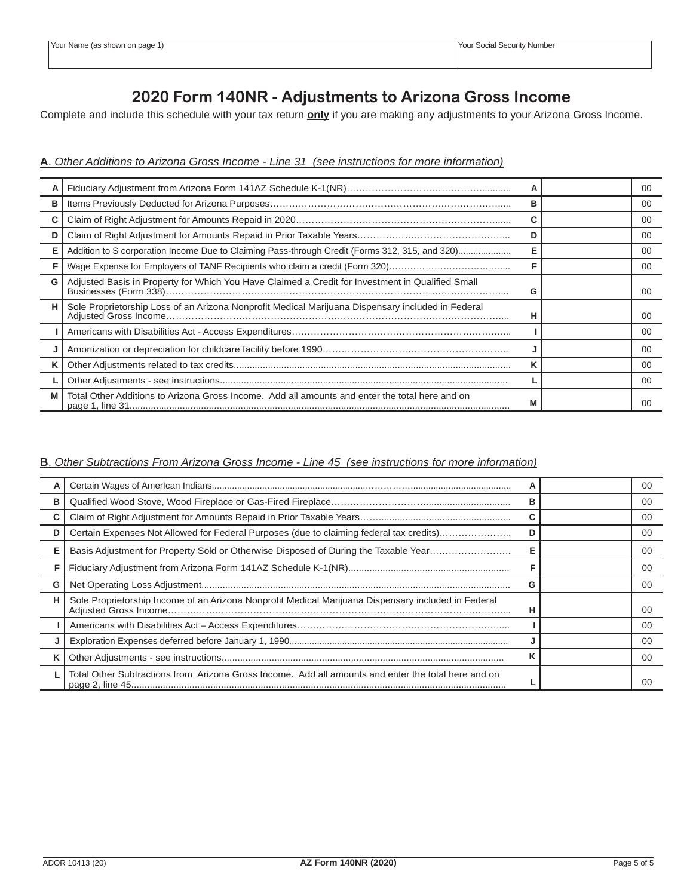| Your Name (as shown on page 1) | Your Social Security Number |
|---|---|
| | |

# 2020 Form 140NR - Adjustments to Arizona Gross Income

Complete and include this schedule with your tax return **only** if you are making any adjustments to your Arizona Gross Income.

**A**. *Other Additions to Arizona Gross Income - Line 31 (see instructions for more information)*

| | | | | |
|---|---|---|---|---|
| A | Fiduciary Adjustment from Arizona Form 141AZ Schedule K-1(NR)........................................... | A | | 00 |
| B | Items Previously Deducted for Arizona Purposes.......................................................................... | B | | 00 |
| C | Claim of Right Adjustment for Amounts Repaid in 2020.................................................................. | C | | 00 |
| D | Claim of Right Adjustment for Amounts Repaid in Prior Taxable Years............................................. | D | | 00 |
| E | Addition to S corporation Income Due to Claiming Pass-through Credit (Forms 312, 315, and 320)..................... | E | | 00 |
| F | Wage Expense for Employers of TANF Recipients who claim a credit (Form 320).................................. | F | | 00 |
| G | Adjusted Basis in Property for Which You Have Claimed a Credit for Investment in Qualified Small Businesses (Form 338)........................................................................................................... | G | | 00 |
| H | Sole Proprietorship Loss of an Arizona Nonprofit Medical Marijuana Dispensary included in Federal Adjusted Gross Income.......................................................................................................... | H | | 00 |
| I | Americans with Disabilities Act - Access Expenditures..................................................................... | I | | 00 |
| J | Amortization or depreciation for childcare facility before 1990............................................................ | J | | 00 |
| K | Other Adjustments related to tax credits........................................................................................ | K | | 00 |
| L | Other Adjustments - see instructions............................................................................................ | L | | 00 |
| M | Total Other Additions to Arizona Gross Income. Add all amounts and enter the total here and on page 1, line 31.......................................................................................................................... | M | | 00 |

**B**. *Other Subtractions From Arizona Gross Income - Line 45 (see instructions for more information)*

| | | | | |
|---|---|---|---|---|
| A | Certain Wages of AmerIcan Indians................................................................................................ | A | | 00 |
| B | Qualified Wood Stove, Wood Fireplace or Gas-Fired Fireplace........................................................ | B | | 00 |
| C | Claim of Right Adjustment for Amounts Repaid in Prior Taxable Years............................................. | C | | 00 |
| D | Certain Expenses Not Allowed for Federal Purposes (due to claiming federal tax credits)..................... | D | | 00 |
| E | Basis Adjustment for Property Sold or Otherwise Disposed of During the Taxable Year......................... | E | | 00 |
| F | Fiduciary Adjustment from Arizona Form 141AZ Schedule K-1(NR)................................................... | F | | 00 |
| G | Net Operating Loss Adjustment.................................................................................................... | G | | 00 |
| H | Sole Proprietorship Income of an Arizona Nonprofit Medical Marijuana Dispensary included in Federal Adjusted Gross Income.......................................................................................................... | H | | 00 |
| I | Americans with Disabilities Act – Access Expenditures..................................................................... | I | | 00 |
| J | Exploration Expenses deferred before January 1, 1990...................................................................... | J | | 00 |
| K | Other Adjustments - see instructions............................................................................................ | K | | 00 |
| L | Total Other Subtractions from Arizona Gross Income. Add all amounts and enter the total here and on page 2, line 45.......................................................................................................................... | L | | 00 |

ADOR 10413 (20) AZ Form 140NR (2020)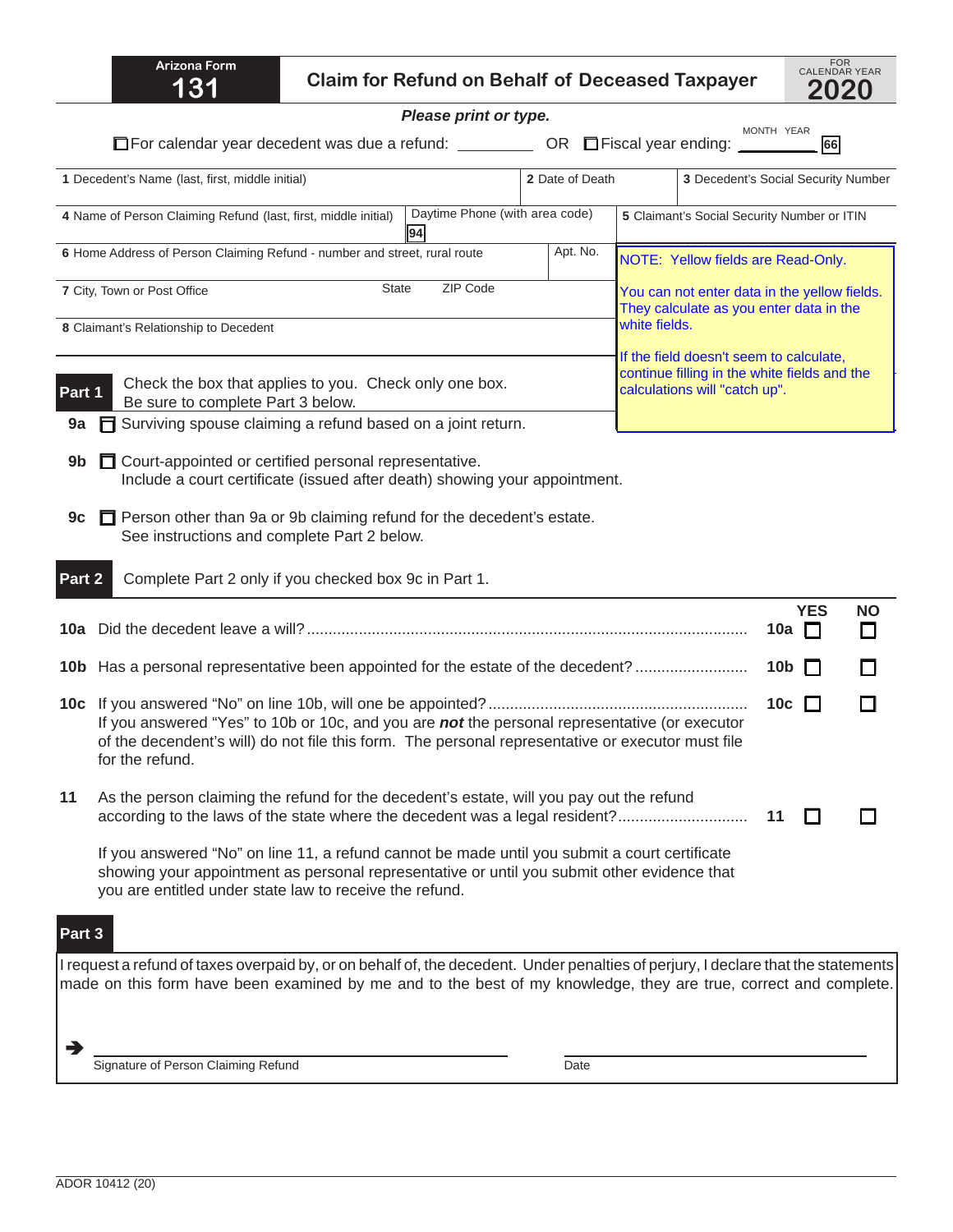# Arizona Form 131 — Claim for Refund on Behalf of Deceased Taxpayer

FOR CALENDAR YEAR **2020**

***Please print or type.***

☐ For calendar year decedent was due a refund: _________ OR ☐ Fiscal year ending: MONTH YEAR _________ 66

| 1 Decedent's Name (last, first, middle initial) | 2 Date of Death | 3 Decedent's Social Security Number |
|---|---|---|
| 4 Name of Person Claiming Refund (last, first, middle initial) | Daytime Phone (with area code) 94 | 5 Claimant's Social Security Number or ITIN |
| 6 Home Address of Person Claiming Refund - number and street, rural route | Apt. No. | |
| 7 City, Town or Post Office | State / ZIP Code | |
| 8 Claimant's Relationship to Decedent | | |

NOTE: Yellow fields are Read-Only.

You can not enter data in the yellow fields. They calculate as you enter data in the white fields.

If the field doesn't seem to calculate, continue filling in the white fields and the calculations will "catch up".

## Part 1

Check the box that applies to you. Check only one box.
Be sure to complete Part 3 below.

**9a** ☐ Surviving spouse claiming a refund based on a joint return.

**9b** ☐ Court-appointed or certified personal representative.
Include a court certificate (issued after death) showing your appointment.

**9c** ☐ Person other than 9a or 9b claiming refund for the decedent's estate.
See instructions and complete Part 2 below.

## Part 2

Complete Part 2 only if you checked box 9c in Part 1.

| | | | YES | NO |
|---|---|---|---|---|
| **10a** | Did the decedent leave a will? | **10a** | ☐ | ☐ |
| **10b** | Has a personal representative been appointed for the estate of the decedent? | **10b** | ☐ | ☐ |
| **10c** | If you answered "No" on line 10b, will one be appointed? | **10c** | ☐ | ☐ |

If you answered "Yes" to 10b or 10c, and you are ***not*** the personal representative (or executor of the decendent's will) do not file this form. The personal representative or executor must file for the refund.

| | | | YES | NO |
|---|---|---|---|---|
| **11** | As the person claiming the refund for the decedent's estate, will you pay out the refund according to the laws of the state where the decedent was a legal resident? | **11** | ☐ | ☐ |

If you answered "No" on line 11, a refund cannot be made until you submit a court certificate showing your appointment as personal representative or until you submit other evidence that you are entitled under state law to receive the refund.

## Part 3

I request a refund of taxes overpaid by, or on behalf of, the decedent. Under penalties of perjury, I declare that the statements made on this form have been examined by me and to the best of my knowledge, they are true, correct and complete.

➔ ______________________________ Signature of Person Claiming Refund ______________ Date

ADOR 10412 (20)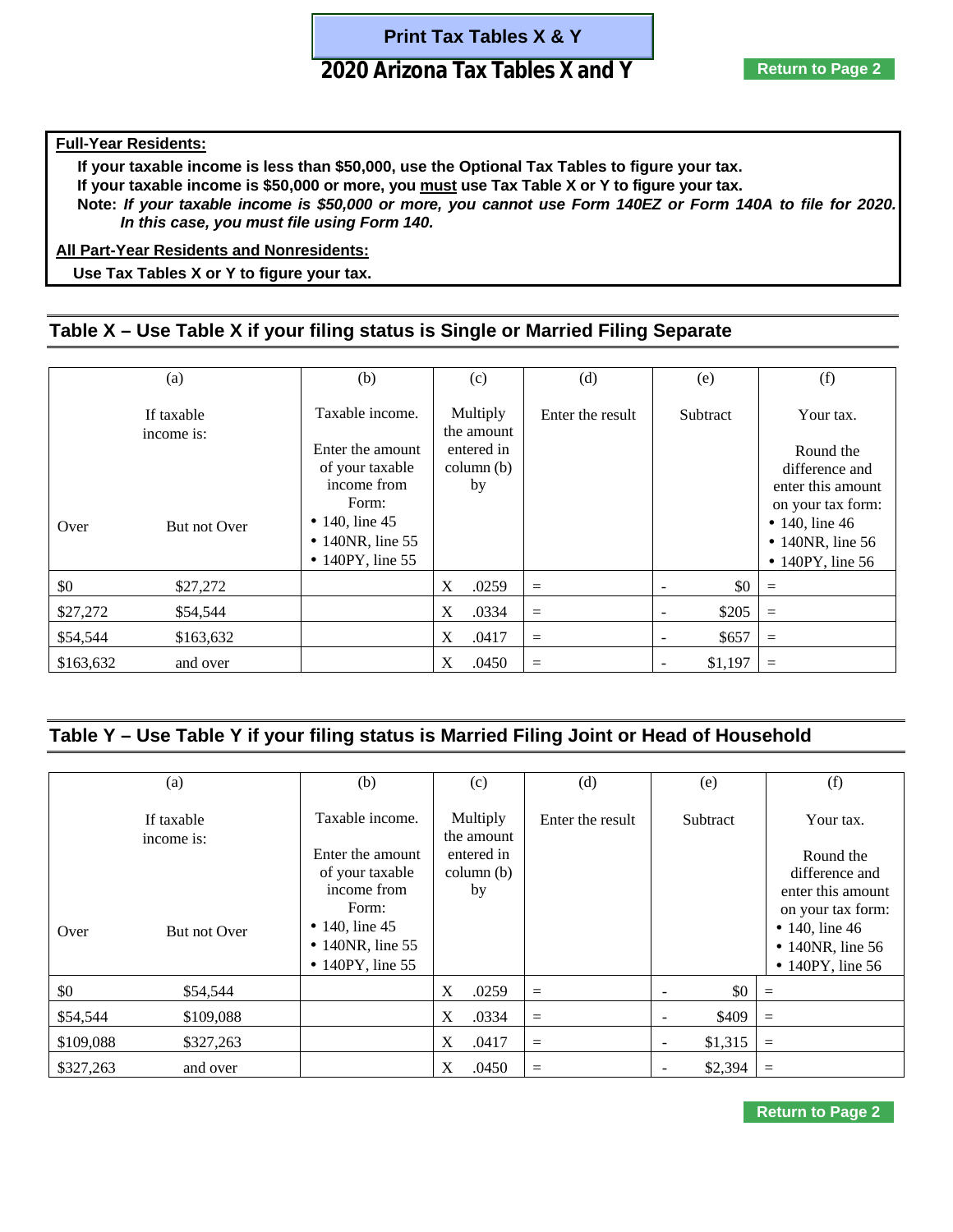Print Tax Tables X & Y

# 2020 Arizona Tax Tables X and Y

Return to Page 2

**Full-Year Residents:**

**If your taxable income is less than $50,000, use the Optional Tax Tables to figure your tax.**
**If your taxable income is $50,000 or more, you must use Tax Table X or Y to figure your tax.**
**Note:** ***If your taxable income is $50,000 or more, you cannot use Form 140EZ or Form 140A to file for 2020. In this case, you must file using Form 140.***

**All Part-Year Residents and Nonresidents:**

**Use Tax Tables X or Y to figure your tax.**

## Table X – Use Table X if your filing status is Single or Married Filing Separate

| (a) | | (b) | (c) | (d) | (e) | (f) |
|---|---|---|---|---|---|---|
| If taxable income is: | | Taxable income. Enter the amount of your taxable income from Form: • 140, line 45 • 140NR, line 55 • 140PY, line 55 | Multiply the amount entered in column (b) by | Enter the result | Subtract | Your tax. Round the difference and enter this amount on your tax form: • 140, line 46 • 140NR, line 56 • 140PY, line 56 |
| Over | But not Over | | | | | |
| $0 | $27,272 | | X .0259 | = | - $0 | = |
| $27,272 | $54,544 | | X .0334 | = | - $205 | = |
| $54,544 | $163,632 | | X .0417 | = | - $657 | = |
| $163,632 | and over | | X .0450 | = | - $1,197 | = |

## Table Y – Use Table Y if your filing status is Married Filing Joint or Head of Household

| (a) | | (b) | (c) | (d) | (e) | (f) |
|---|---|---|---|---|---|---|
| If taxable income is: | | Taxable income. Enter the amount of your taxable income from Form: • 140, line 45 • 140NR, line 55 • 140PY, line 55 | Multiply the amount entered in column (b) by | Enter the result | Subtract | Your tax. Round the difference and enter this amount on your tax form: • 140, line 46 • 140NR, line 56 • 140PY, line 56 |
| Over | But not Over | | | | | |
| $0 | $54,544 | | X .0259 | = | - $0 | = |
| $54,544 | $109,088 | | X .0334 | = | - $409 | = |
| $109,088 | $327,263 | | X .0417 | = | - $1,315 | = |
| $327,263 | and over | | X .0450 | = | - $2,394 | = |

Return to Page 2